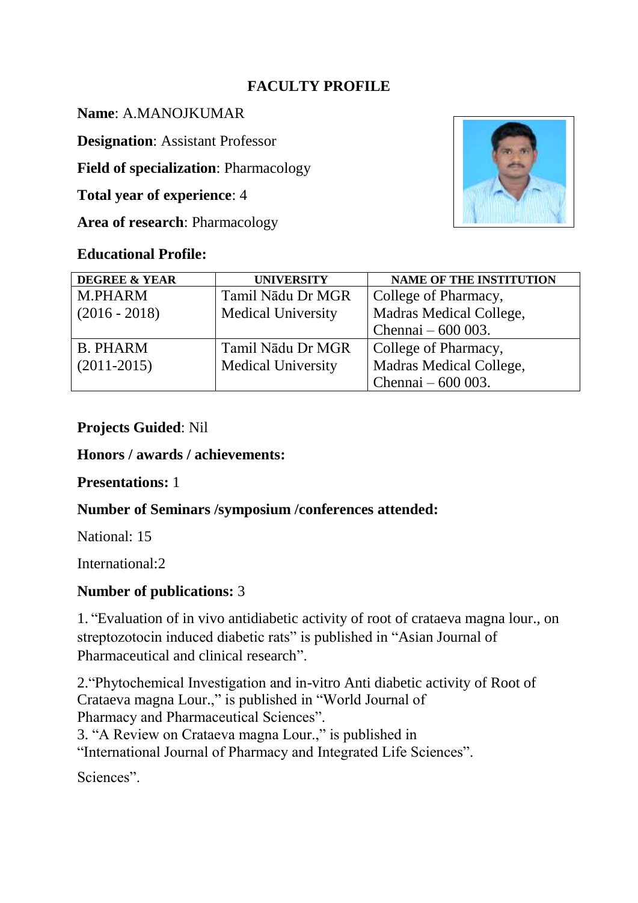# FACULTY PROFILE

**Name**: A.MANOJKUMAR

**Designation**: Assistant Professor

**Field of specialization**: Pharmacology

**Total year of experience**: 4

**Area of research**: Pharmacology

**Educational Profile:**

| DEGREE & YEAR | UNIVERSITY | NAME OF THE INSTITUTION |
|---|---|---|
| M.PHARM (2016 - 2018) | Tamil Nādu Dr MGR Medical University | College of Pharmacy, Madras Medical College, Chennai – 600 003. |
| B. PHARM (2011-2015) | Tamil Nādu Dr MGR Medical University | College of Pharmacy, Madras Medical College, Chennai – 600 003. |

**Projects Guided**: Nil

**Honors / awards / achievements:**

**Presentations:** 1

**Number of Seminars /symposium /conferences attended:**

National: 15

International:2

**Number of publications:** 3

1. "Evaluation of in vivo antidiabetic activity of root of crataeva magna lour., on streptozotocin induced diabetic rats" is published in "Asian Journal of Pharmaceutical and clinical research".

2."Phytochemical Investigation and in-vitro Anti diabetic activity of Root of Crataeva magna Lour.," is published in "World Journal of Pharmacy and Pharmaceutical Sciences".

3. "A Review on Crataeva magna Lour.," is published in "International Journal of Pharmacy and Integrated Life Sciences".

Sciences".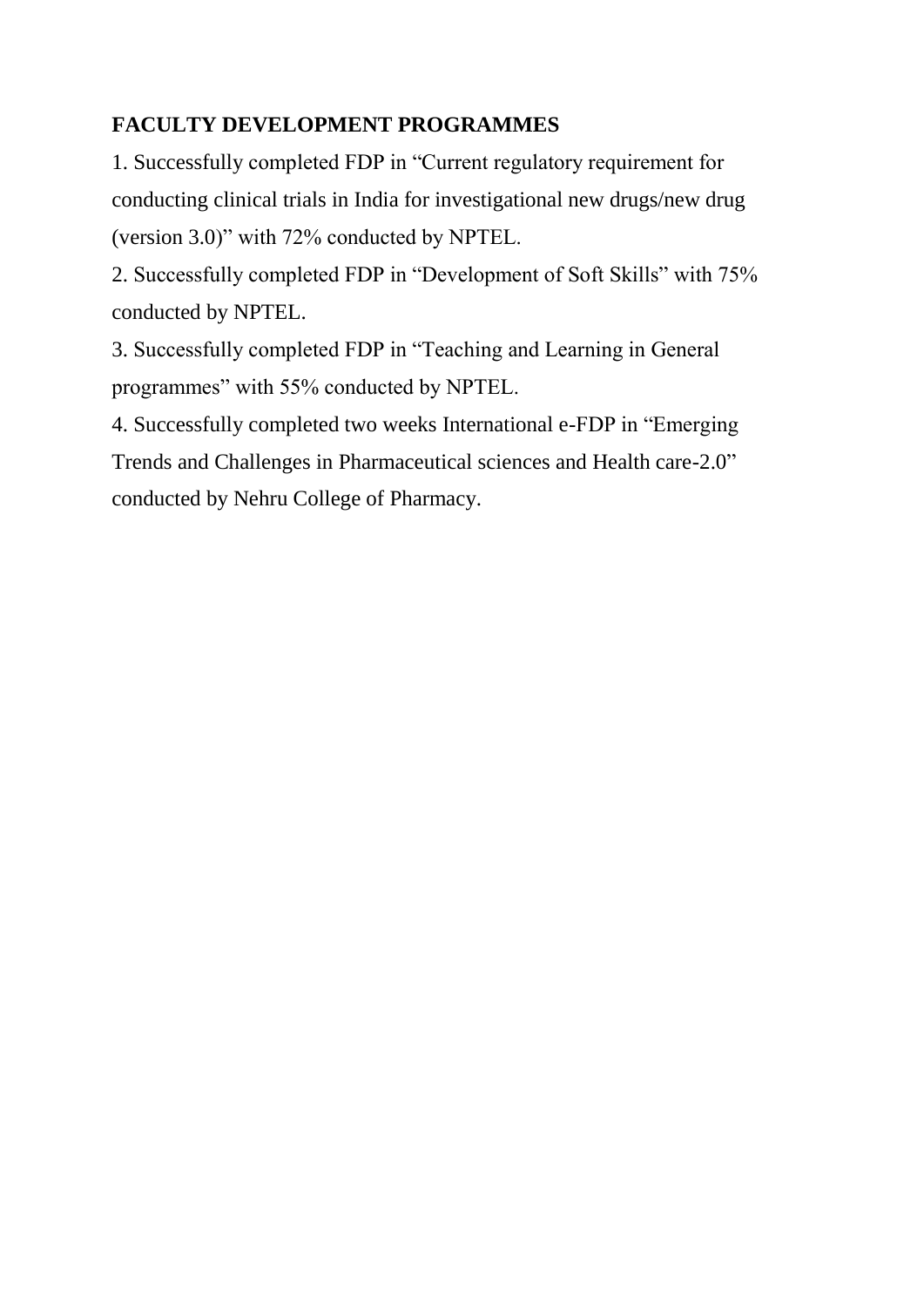**FACULTY DEVELOPMENT PROGRAMMES**

1. Successfully completed FDP in "Current regulatory requirement for conducting clinical trials in India for investigational new drugs/new drug (version 3.0)" with 72% conducted by NPTEL.
2. Successfully completed FDP in "Development of Soft Skills" with 75% conducted by NPTEL.
3. Successfully completed FDP in "Teaching and Learning in General programmes" with 55% conducted by NPTEL.
4. Successfully completed two weeks International e-FDP in "Emerging Trends and Challenges in Pharmaceutical sciences and Health care-2.0" conducted by Nehru College of Pharmacy.